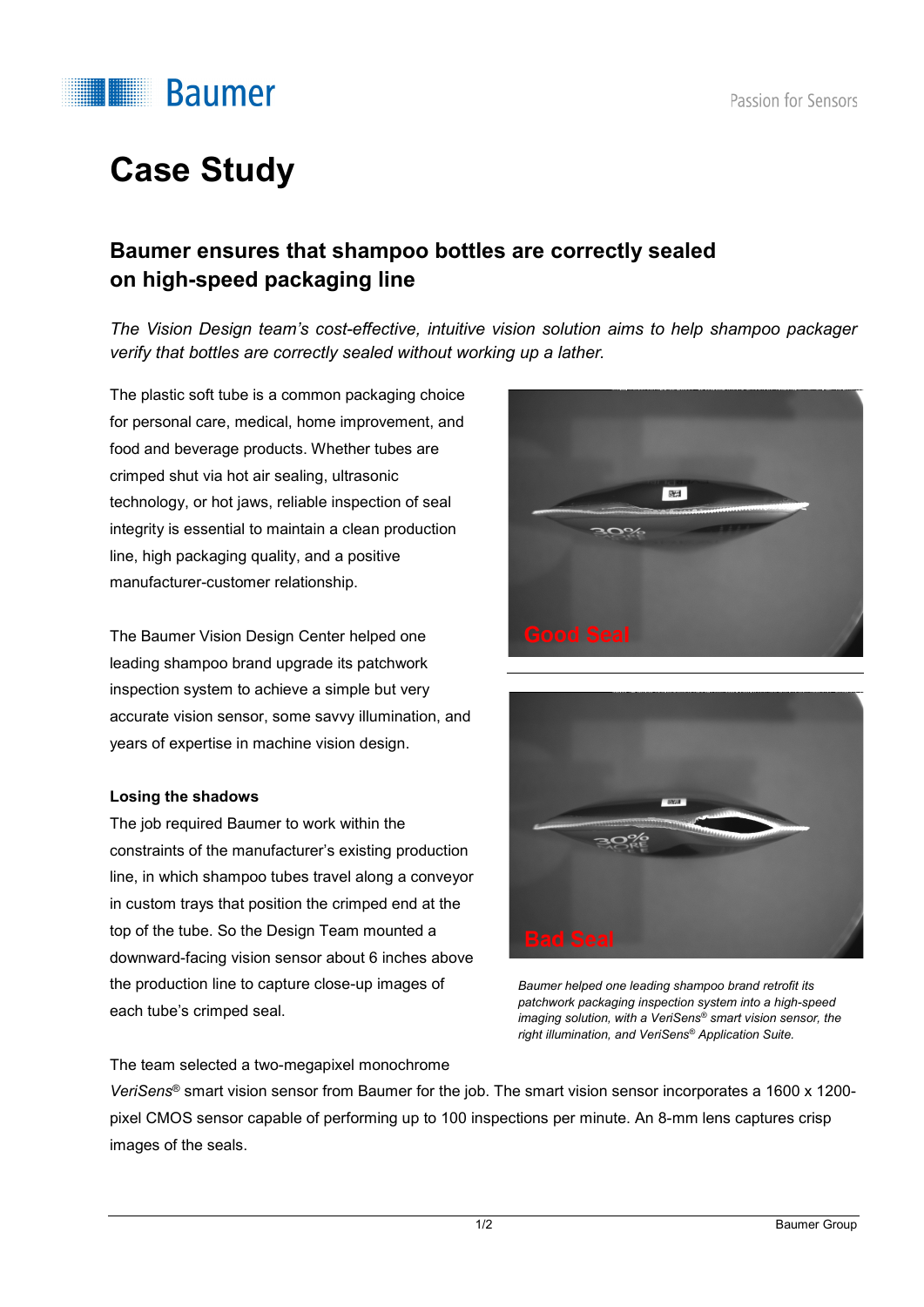# Case Study

## Baumer ensures that shampoo bottles are correctly sealed on high-speed packaging line

*The Vision Design team's cost-effective, intuitive vision solution aims to help shampoo packager verify that bottles are correctly sealed without working up a lather.*

The plastic soft tube is a common packaging choice for personal care, medical, home improvement, and food and beverage products. Whether tubes are crimped shut via hot air sealing, ultrasonic technology, or hot jaws, reliable inspection of seal integrity is essential to maintain a clean production line, high packaging quality, and a positive manufacturer-customer relationship.

The Baumer Vision Design Center helped one leading shampoo brand upgrade its patchwork inspection system to achieve a simple but very accurate vision sensor, some savvy illumination, and years of expertise in machine vision design.

**Losing the shadows**

The job required Baumer to work within the constraints of the manufacturer's existing production line, in which shampoo tubes travel along a conveyor in custom trays that position the crimped end at the top of the tube. So the Design Team mounted a downward-facing vision sensor about 6 inches above the production line to capture close-up images of each tube's crimped seal.

Good Seal

Bad Seal

*Baumer helped one leading shampoo brand retrofit its patchwork packaging inspection system into a high-speed imaging solution, with a VeriSens® smart vision sensor, the right illumination, and VeriSens® Application Suite.*

The team selected a two-megapixel monochrome *VeriSens®* smart vision sensor from Baumer for the job. The smart vision sensor incorporates a 1600 x 1200-pixel CMOS sensor capable of performing up to 100 inspections per minute. An 8-mm lens captures crisp images of the seals.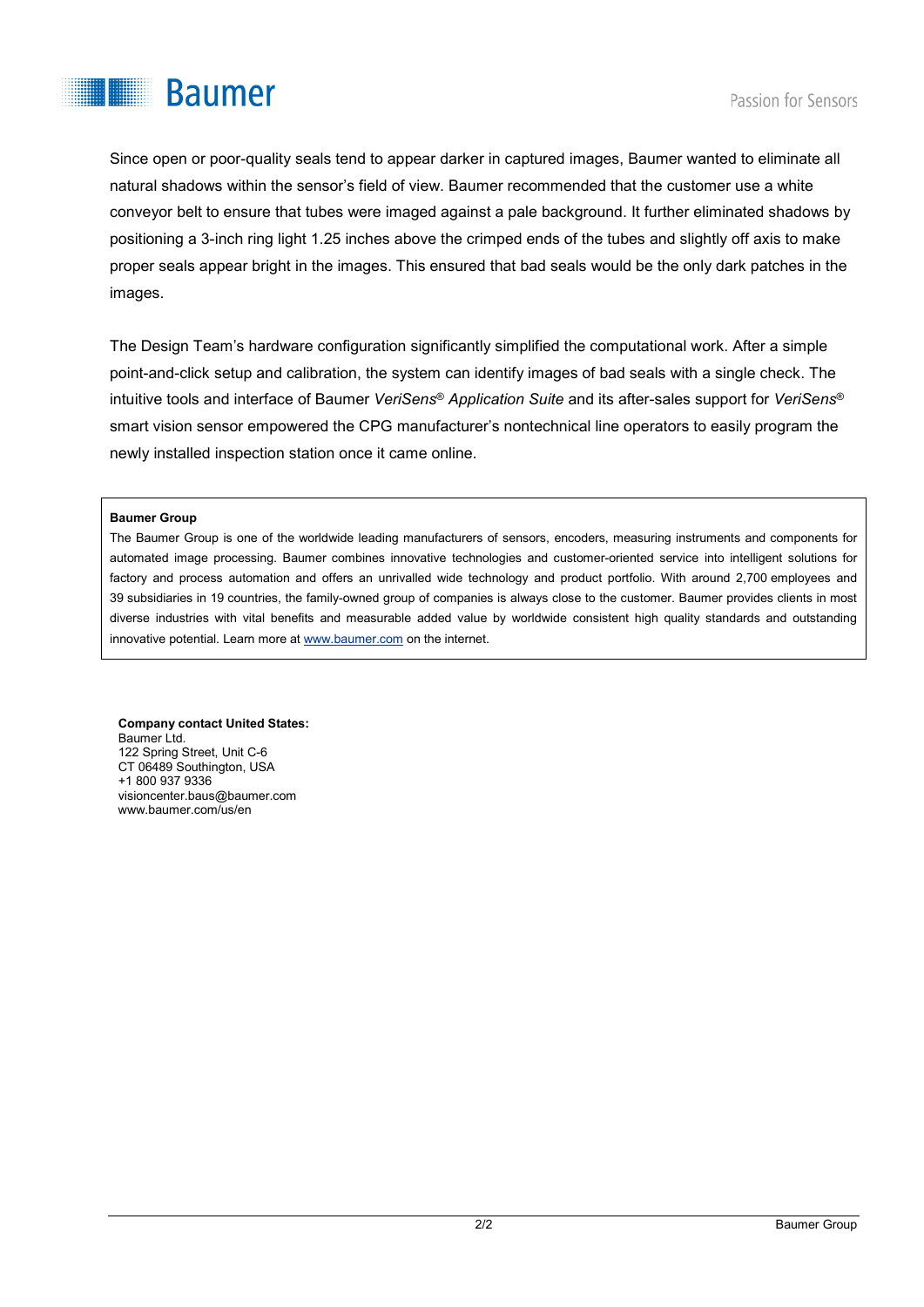Since open or poor-quality seals tend to appear darker in captured images, Baumer wanted to eliminate all natural shadows within the sensor's field of view. Baumer recommended that the customer use a white conveyor belt to ensure that tubes were imaged against a pale background. It further eliminated shadows by positioning a 3-inch ring light 1.25 inches above the crimped ends of the tubes and slightly off axis to make proper seals appear bright in the images. This ensured that bad seals would be the only dark patches in the images.

The Design Team's hardware configuration significantly simplified the computational work. After a simple point-and-click setup and calibration, the system can identify images of bad seals with a single check. The intuitive tools and interface of Baumer *VeriSens® Application Suite* and its after-sales support for *VeriSens®* smart vision sensor empowered the CPG manufacturer's nontechnical line operators to easily program the newly installed inspection station once it came online.

**Baumer Group**

The Baumer Group is one of the worldwide leading manufacturers of sensors, encoders, measuring instruments and components for automated image processing. Baumer combines innovative technologies and customer-oriented service into intelligent solutions for factory and process automation and offers an unrivalled wide technology and product portfolio. With around 2,700 employees and 39 subsidiaries in 19 countries, the family-owned group of companies is always close to the customer. Baumer provides clients in most diverse industries with vital benefits and measurable added value by worldwide consistent high quality standards and outstanding innovative potential. Learn more at www.baumer.com on the internet.

**Company contact United States:**
Baumer Ltd.
122 Spring Street, Unit C-6
CT 06489 Southington, USA
+1 800 937 9336
visioncenter.baus@baumer.com
www.baumer.com/us/en